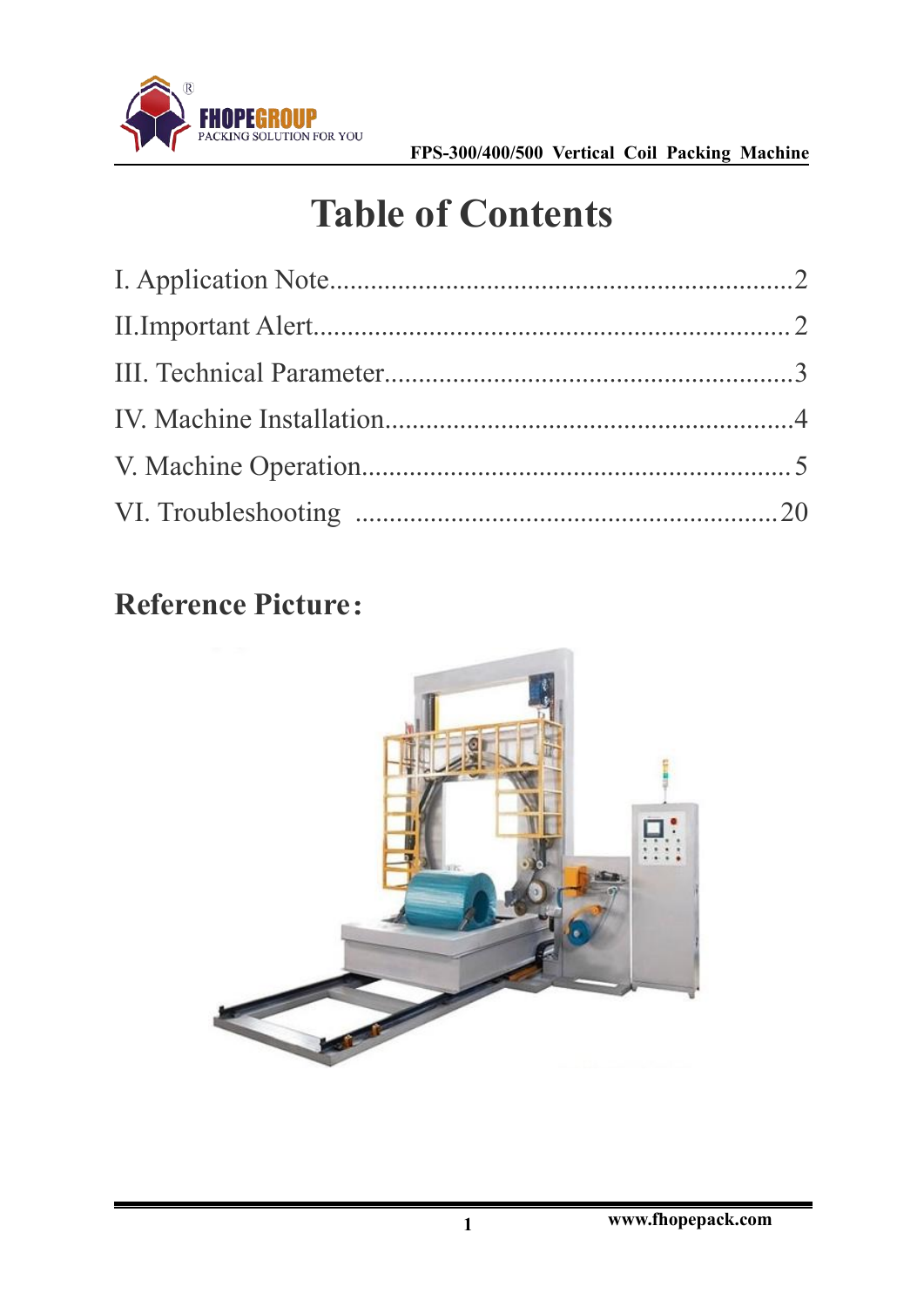# Table of Contents

I. Application Note....................................................................2

II.Important Alert......................................................................2

III. Technical Parameter..............................................................3

IV. Machine Installation..............................................................4

V. Machine Operation..................................................................5

VI. Troubleshooting ..................................................................20

## Reference Picture：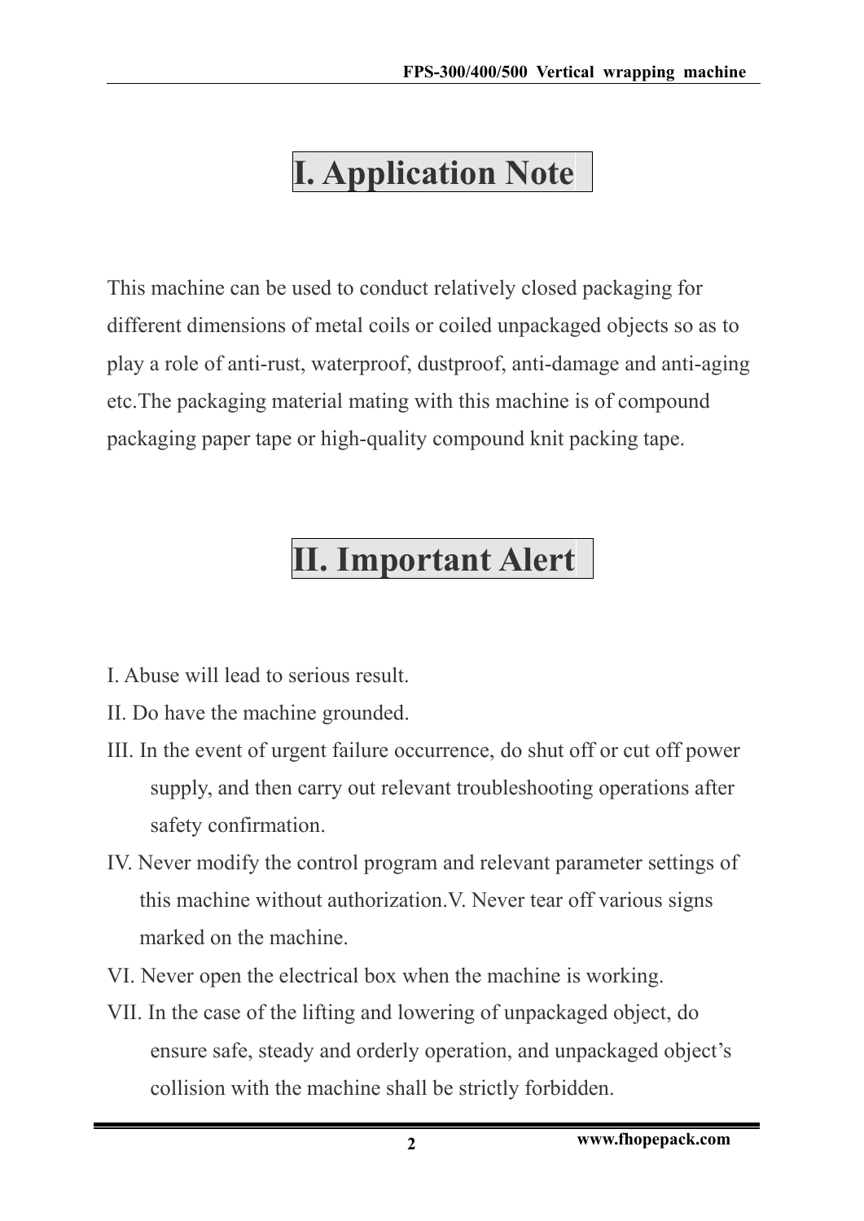# I. Application Note

This machine can be used to conduct relatively closed packaging for different dimensions of metal coils or coiled unpackaged objects so as to play a role of anti-rust, waterproof, dustproof, anti-damage and anti-aging etc.The packaging material mating with this machine is of compound packaging paper tape or high-quality compound knit packing tape.

# II. Important Alert

I. Abuse will lead to serious result.

II. Do have the machine grounded.

III. In the event of urgent failure occurrence, do shut off or cut off power supply, and then carry out relevant troubleshooting operations after safety confirmation.

IV. Never modify the control program and relevant parameter settings of this machine without authorization.V. Never tear off various signs marked on the machine.

VI. Never open the electrical box when the machine is working.

VII. In the case of the lifting and lowering of unpackaged object, do ensure safe, steady and orderly operation, and unpackaged object's collision with the machine shall be strictly forbidden.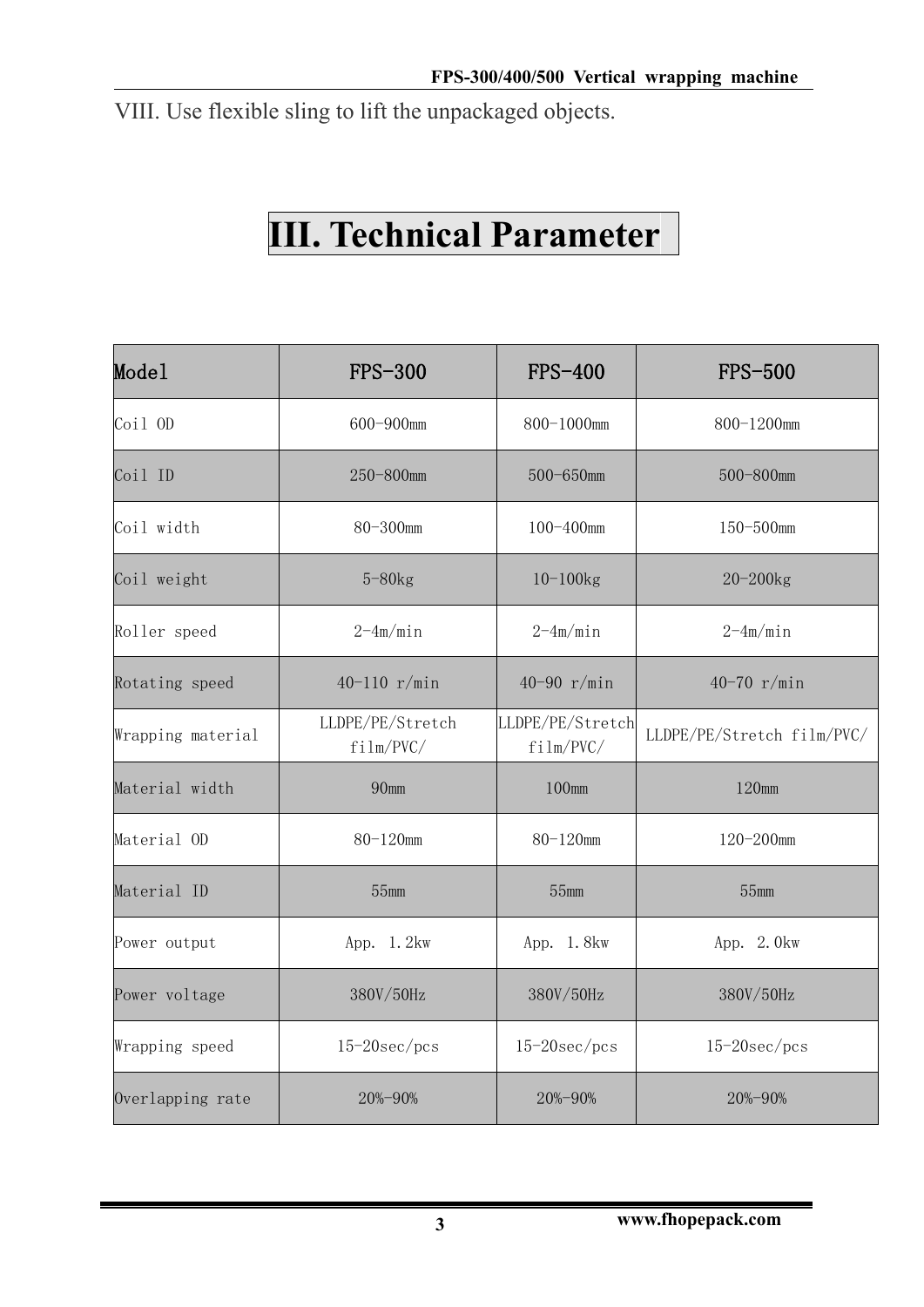VIII. Use flexible sling to lift the unpackaged objects.

# III. Technical Parameter

| Model | FPS-300 | FPS-400 | FPS-500 |
|---|---|---|---|
| Coil OD | 600-900mm | 800-1000mm | 800-1200mm |
| Coil ID | 250-800mm | 500-650mm | 500-800mm |
| Coil width | 80-300mm | 100-400mm | 150-500mm |
| Coil weight | 5-80kg | 10-100kg | 20-200kg |
| Roller speed | 2-4m/min | 2-4m/min | 2-4m/min |
| Rotating speed | 40-110 r/min | 40-90 r/min | 40-70 r/min |
| Wrapping material | LLDPE/PE/Stretch film/PVC/ | LLDPE/PE/Stretch film/PVC/ | LLDPE/PE/Stretch film/PVC/ |
| Material width | 90mm | 100mm | 120mm |
| Material OD | 80-120mm | 80-120mm | 120-200mm |
| Material ID | 55mm | 55mm | 55mm |
| Power output | App. 1.2kw | App. 1.8kw | App. 2.0kw |
| Power voltage | 380V/50Hz | 380V/50Hz | 380V/50Hz |
| Wrapping speed | 15-20sec/pcs | 15-20sec/pcs | 15-20sec/pcs |
| Overlapping rate | 20%-90% | 20%-90% | 20%-90% |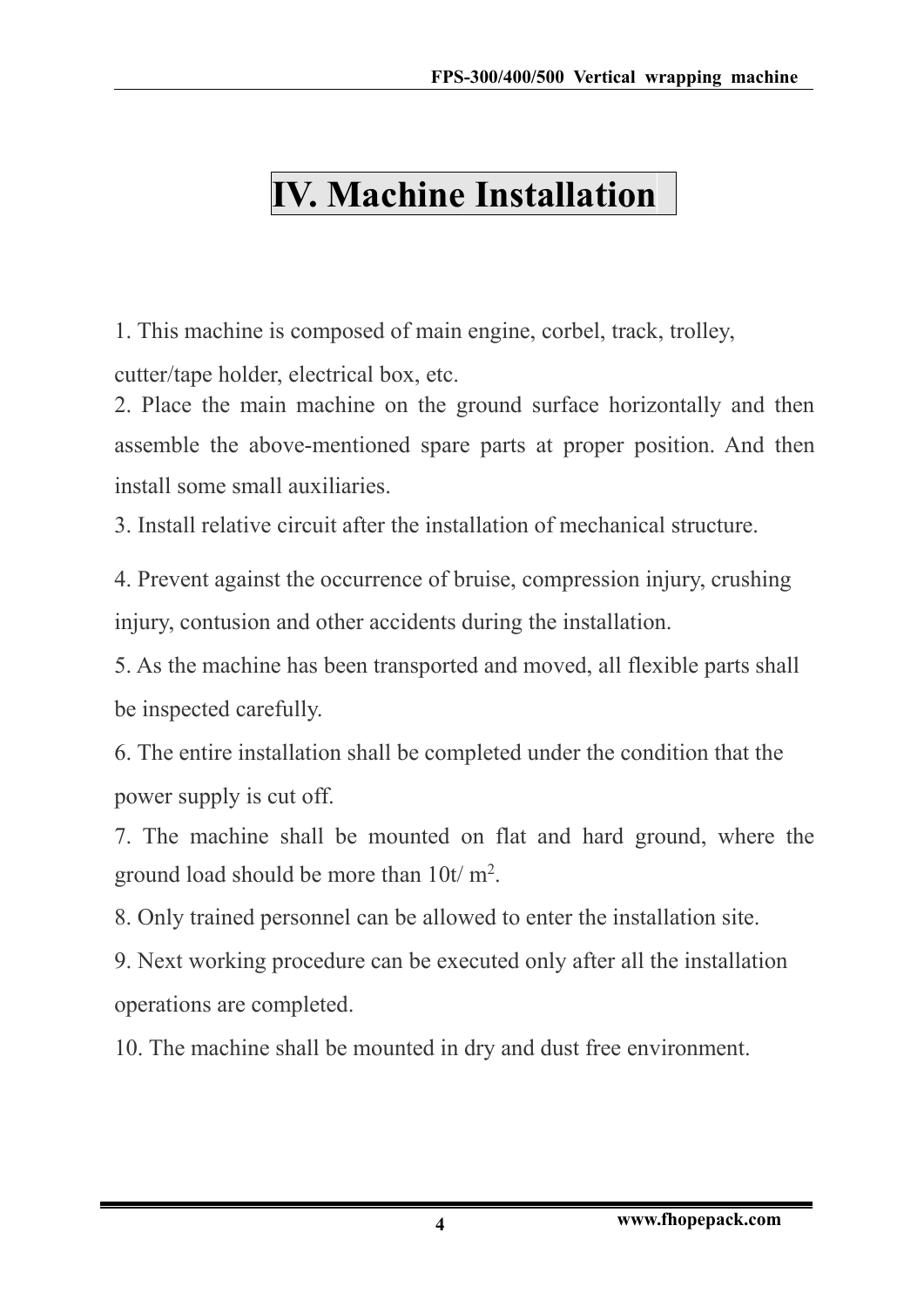# IV. Machine Installation

1. This machine is composed of main engine, corbel, track, trolley, cutter/tape holder, electrical box, etc.
2. Place the main machine on the ground surface horizontally and then assemble the above-mentioned spare parts at proper position. And then install some small auxiliaries.
3. Install relative circuit after the installation of mechanical structure.
4. Prevent against the occurrence of bruise, compression injury, crushing injury, contusion and other accidents during the installation.
5. As the machine has been transported and moved, all flexible parts shall be inspected carefully.
6. The entire installation shall be completed under the condition that the power supply is cut off.
7. The machine shall be mounted on flat and hard ground, where the ground load should be more than 10t/ $m^2$.
8. Only trained personnel can be allowed to enter the installation site.
9. Next working procedure can be executed only after all the installation operations are completed.
10. The machine shall be mounted in dry and dust free environment.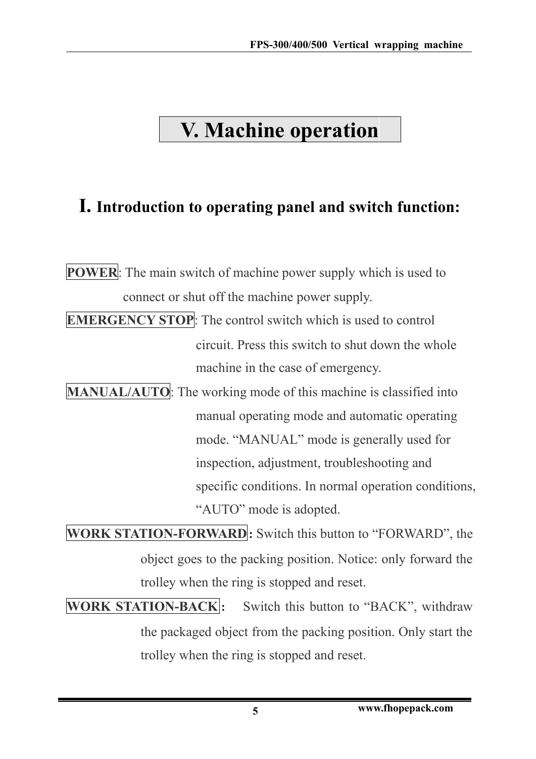# V. Machine operation

## I. Introduction to operating panel and switch function:

**POWER**: The main switch of machine power supply which is used to connect or shut off the machine power supply.

**EMERGENCY STOP**: The control switch which is used to control circuit. Press this switch to shut down the whole machine in the case of emergency.

**MANUAL/AUTO**: The working mode of this machine is classified into manual operating mode and automatic operating mode. "MANUAL" mode is generally used for inspection, adjustment, troubleshooting and specific conditions. In normal operation conditions, "AUTO" mode is adopted.

**WORK STATION-FORWARD**: Switch this button to "FORWARD", the object goes to the packing position. Notice: only forward the trolley when the ring is stopped and reset.

**WORK STATION-BACK**: Switch this button to "BACK", withdraw the packaged object from the packing position. Only start the trolley when the ring is stopped and reset.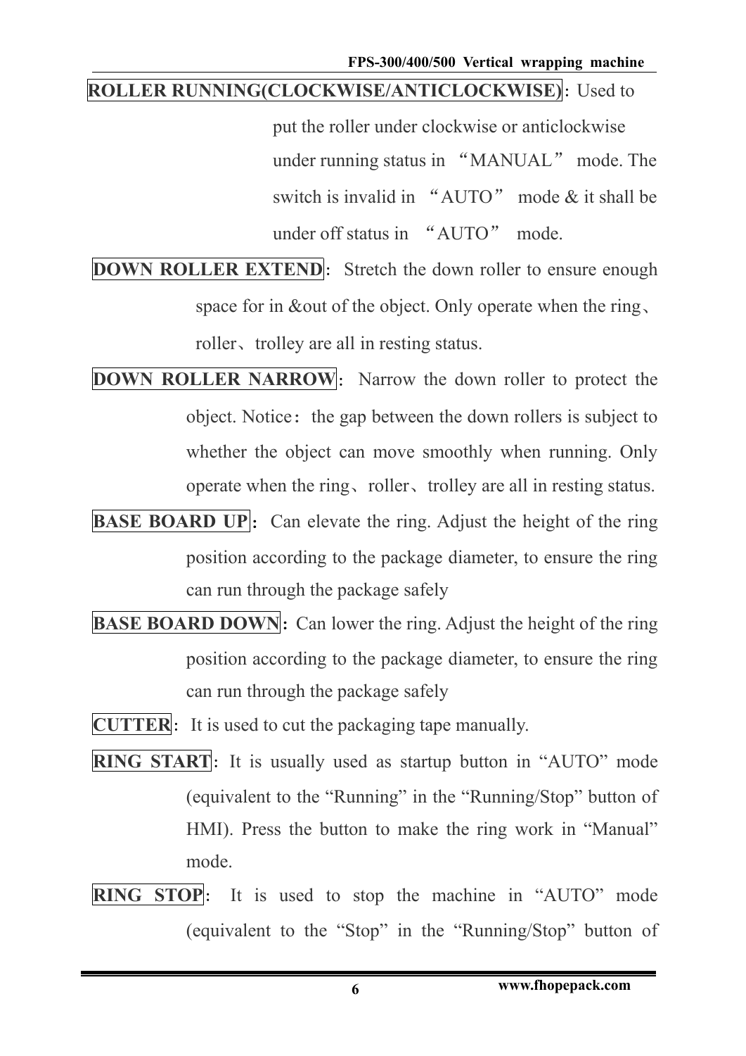**ROLLER RUNNING(CLOCKWISE/ANTICLOCKWISE)**: Used to put the roller under clockwise or anticlockwise under running status in "MANUAL" mode. The switch is invalid in "AUTO" mode & it shall be under off status in "AUTO" mode.

**DOWN ROLLER EXTEND**: Stretch the down roller to ensure enough space for in &out of the object. Only operate when the ring、roller、trolley are all in resting status.

**DOWN ROLLER NARROW**: Narrow the down roller to protect the object. Notice: the gap between the down rollers is subject to whether the object can move smoothly when running. Only operate when the ring、roller、trolley are all in resting status.

**BASE BOARD UP**: Can elevate the ring. Adjust the height of the ring position according to the package diameter, to ensure the ring can run through the package safely

**BASE BOARD DOWN**: Can lower the ring. Adjust the height of the ring position according to the package diameter, to ensure the ring can run through the package safely

**CUTTER**: It is used to cut the packaging tape manually.

**RING START**: It is usually used as startup button in "AUTO" mode (equivalent to the "Running" in the "Running/Stop" button of HMI). Press the button to make the ring work in "Manual" mode.

**RING STOP**: It is used to stop the machine in "AUTO" mode (equivalent to the "Stop" in the "Running/Stop" button of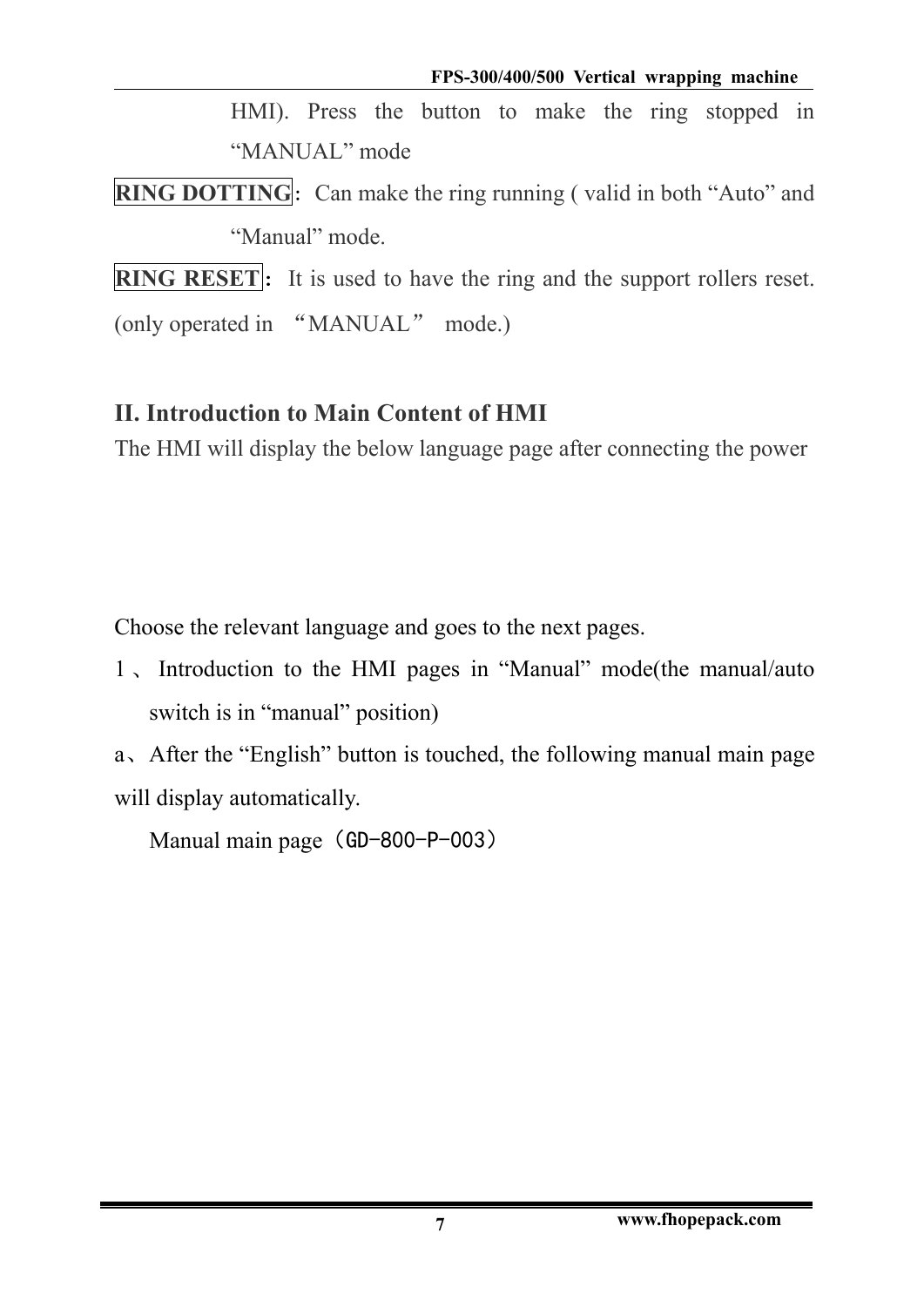HMI). Press the button to make the ring stopped in "MANUAL" mode

**RING DOTTING**: Can make the ring running ( valid in both "Auto" and "Manual" mode.

**RING RESET**: It is used to have the ring and the support rollers reset. (only operated in "MANUAL" mode.)

## II. Introduction to Main Content of HMI

The HMI will display the below language page after connecting the power

Choose the relevant language and goes to the next pages.

1、Introduction to the HMI pages in "Manual" mode(the manual/auto switch is in "manual" position)

a、After the "English" button is touched, the following manual main page will display automatically.

Manual main page（GD-800-P-003）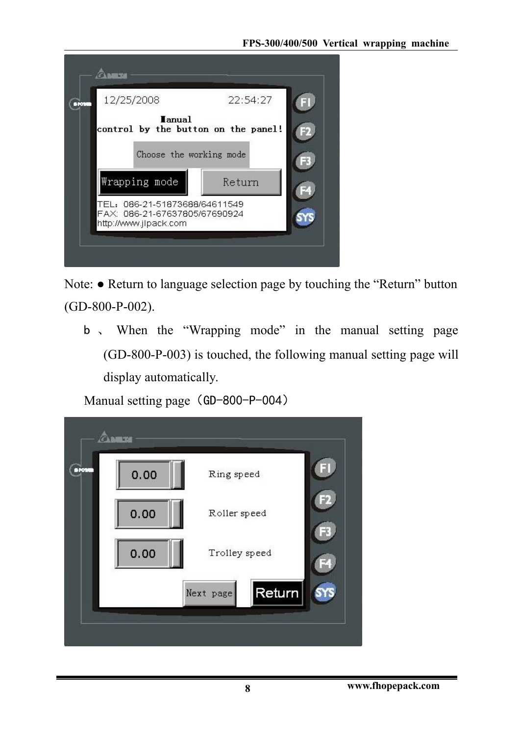Note: ● Return to language selection page by touching the "Return" button (GD-800-P-002).

b 、 When the "Wrapping mode" in the manual setting page (GD-800-P-003) is touched, the following manual setting page will display automatically.

Manual setting page（GD-800-P-004）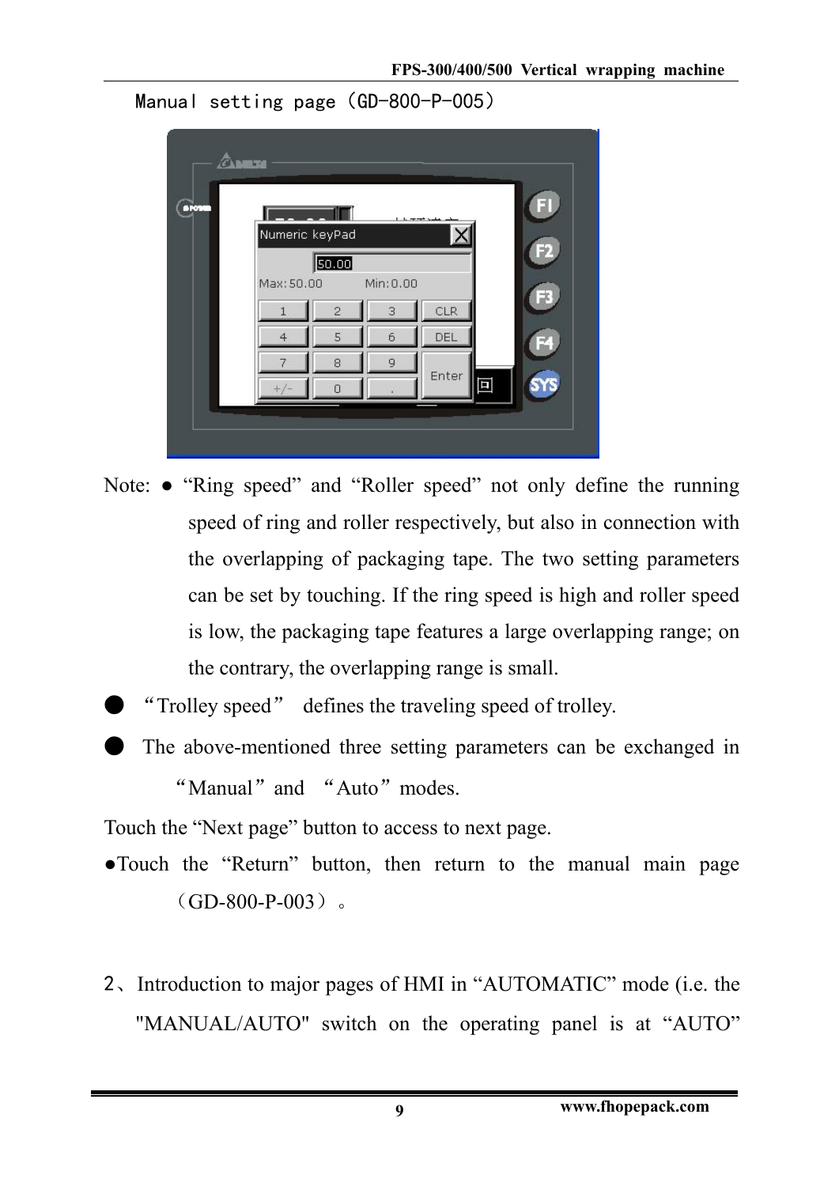Manual setting page（GD-800-P-005）

Note: ● “Ring speed” and “Roller speed” not only define the running speed of ring and roller respectively, but also in connection with the overlapping of packaging tape. The two setting parameters can be set by touching. If the ring speed is high and roller speed is low, the packaging tape features a large overlapping range; on the contrary, the overlapping range is small.

● “Trolley speed” defines the traveling speed of trolley.

● The above-mentioned three setting parameters can be exchanged in “Manual” and “Auto” modes.

Touch the “Next page” button to access to next page.

●Touch the “Return” button, then return to the manual main page（GD-800-P-003）。

2、Introduction to major pages of HMI in “AUTOMATIC” mode (i.e. the "MANUAL/AUTO" switch on the operating panel is at “AUTO”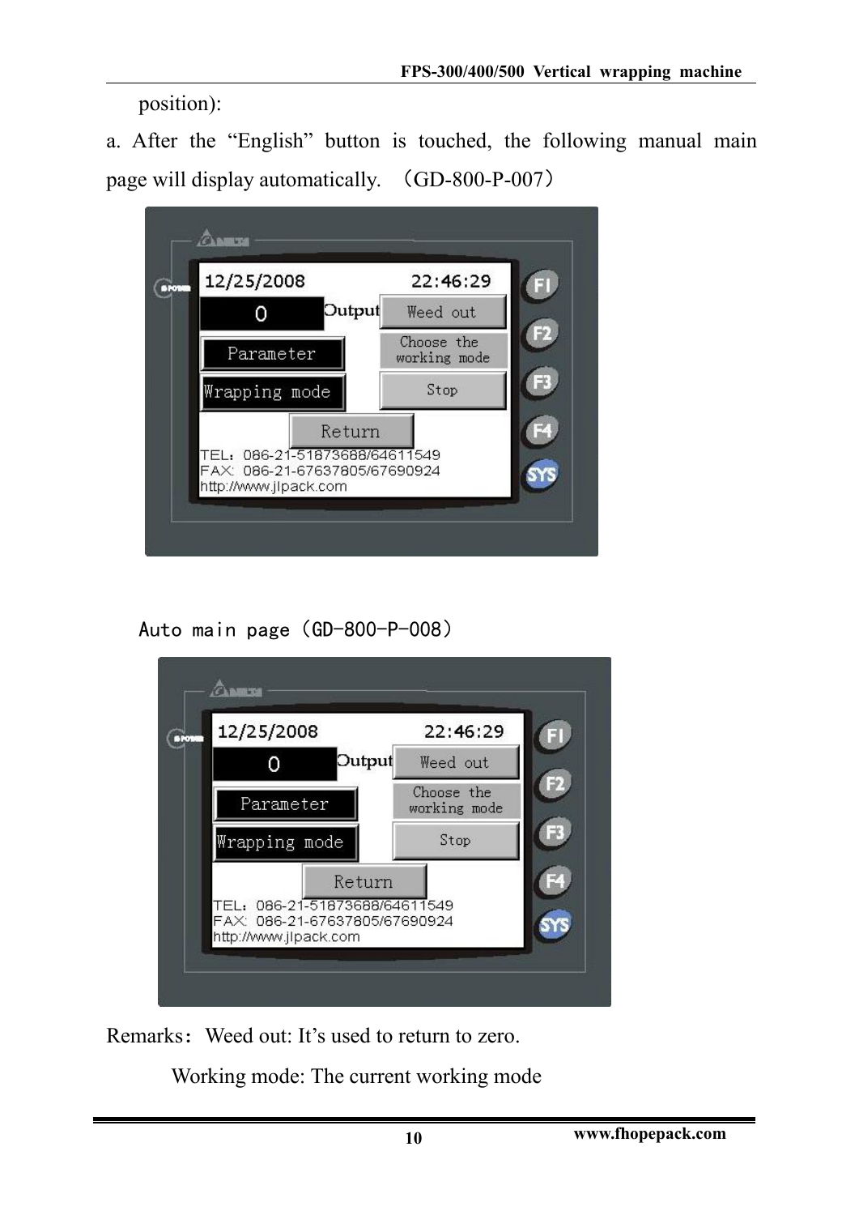position):

a. After the "English" button is touched, the following manual main page will display automatically. （GD-800-P-007）

Auto main page（GD-800-P-008）

Remarks：Weed out: It's used to return to zero.

Working mode: The current working mode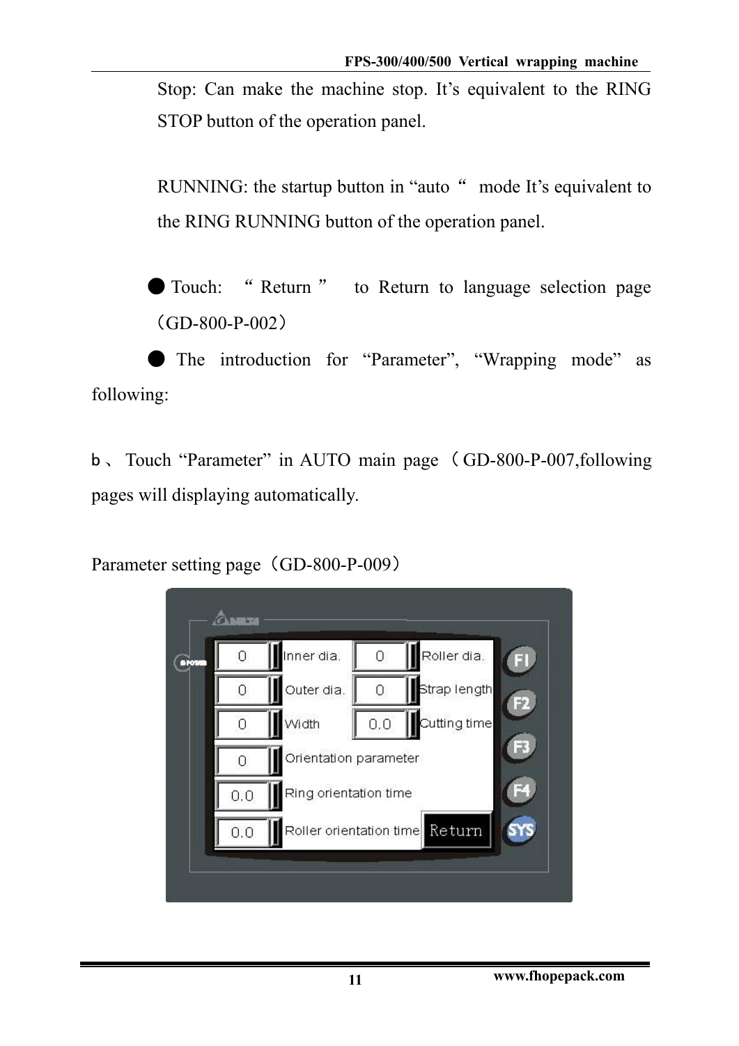Stop: Can make the machine stop. It's equivalent to the RING STOP button of the operation panel.

RUNNING: the startup button in "auto " mode It's equivalent to the RING RUNNING button of the operation panel.

● Touch: " Return " to Return to language selection page (GD-800-P-002)

● The introduction for "Parameter", "Wrapping mode" as following:

b、 Touch "Parameter" in AUTO main page ( GD-800-P-007,following pages will displaying automatically.

Parameter setting page (GD-800-P-009)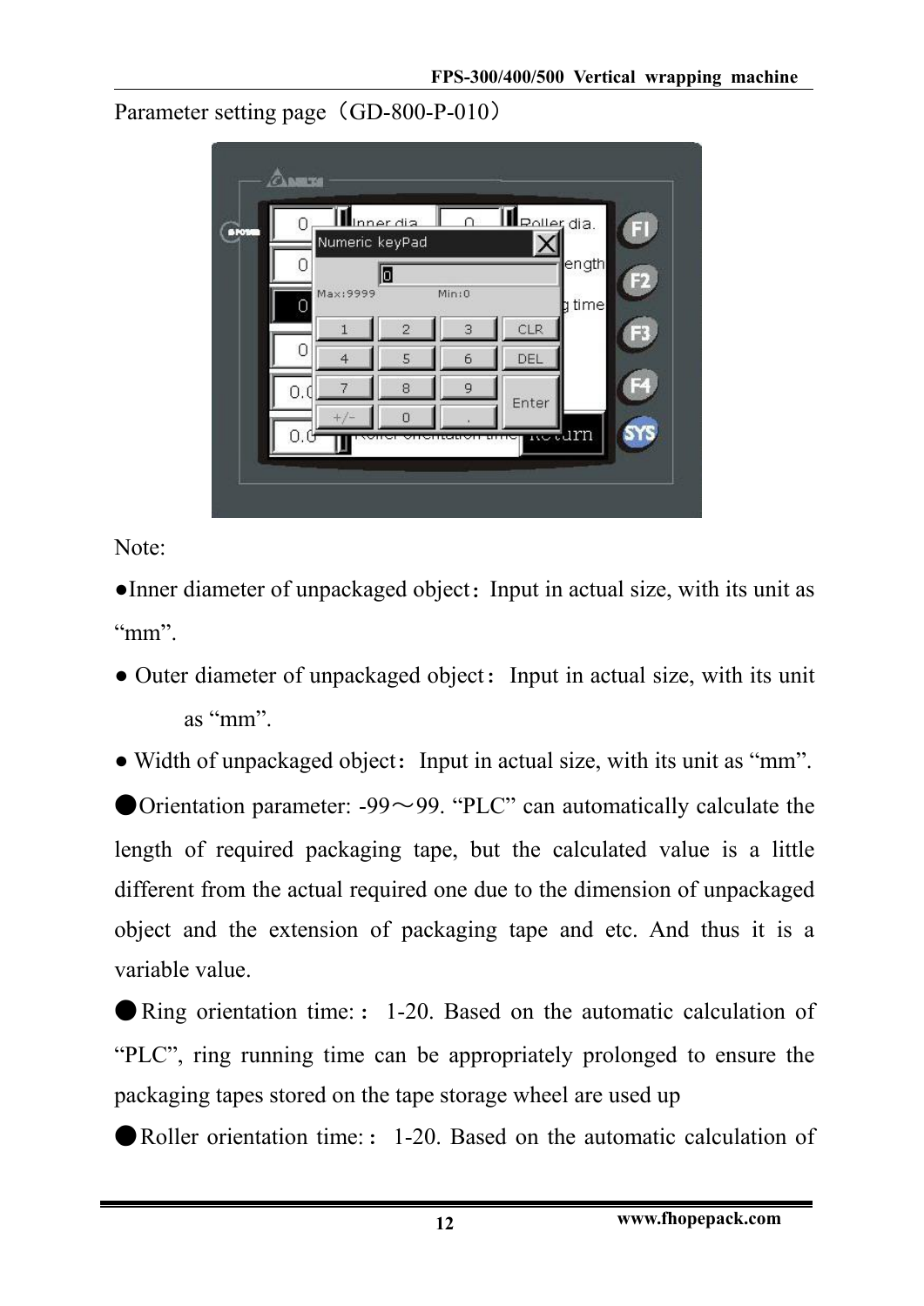Parameter setting page（GD-800-P-010）

Note:

●Inner diameter of unpackaged object：Input in actual size, with its unit as "mm".

● Outer diameter of unpackaged object：Input in actual size, with its unit as "mm".

● Width of unpackaged object：Input in actual size, with its unit as "mm".

●Orientation parameter: -99～99. "PLC" can automatically calculate the length of required packaging tape, but the calculated value is a little different from the actual required one due to the dimension of unpackaged object and the extension of packaging tape and etc. And thus it is a variable value.

●Ring orientation time:： 1-20. Based on the automatic calculation of "PLC", ring running time can be appropriately prolonged to ensure the packaging tapes stored on the tape storage wheel are used up

●Roller orientation time:： 1-20. Based on the automatic calculation of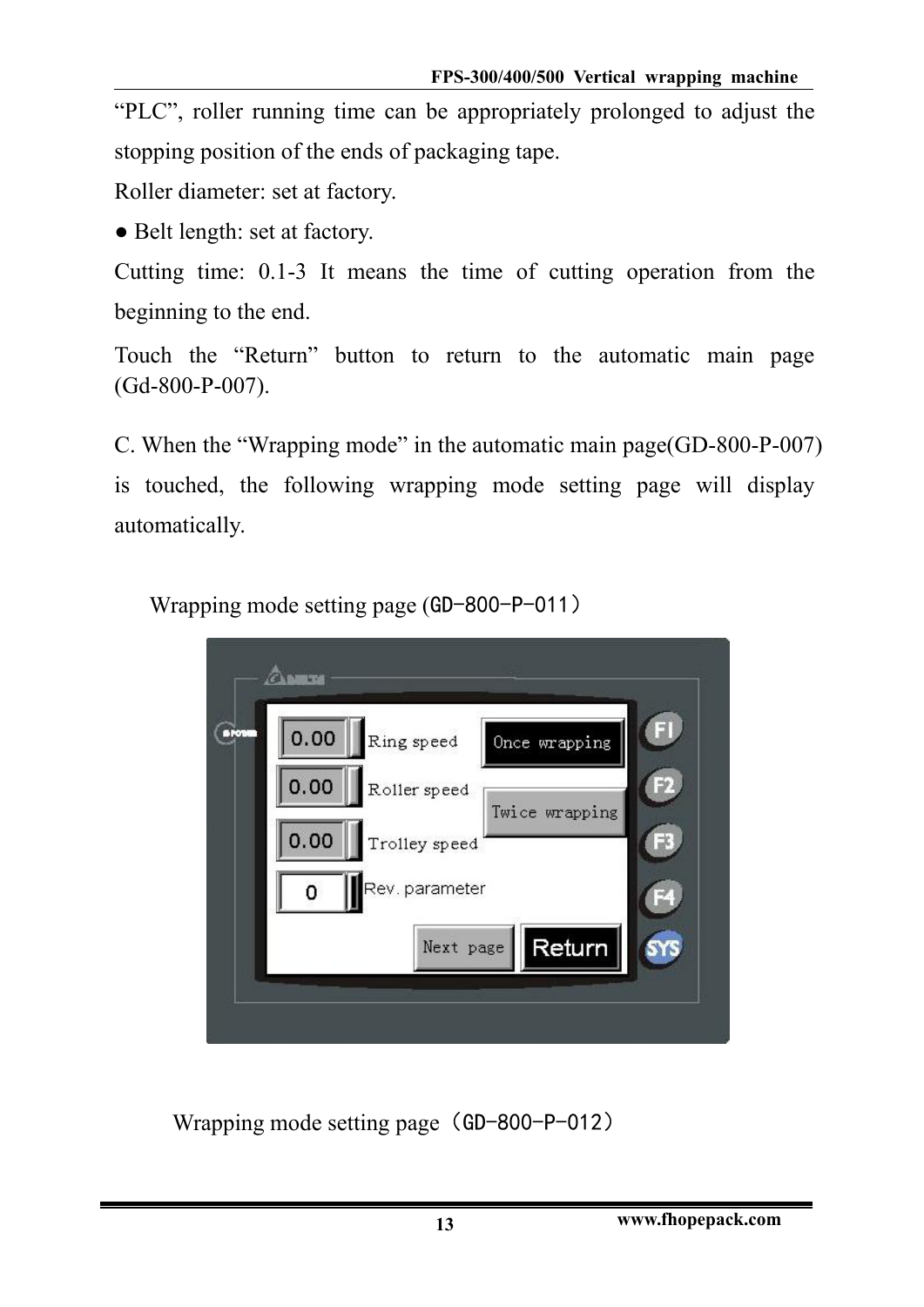"PLC", roller running time can be appropriately prolonged to adjust the stopping position of the ends of packaging tape.

Roller diameter: set at factory.

● Belt length: set at factory.

Cutting time: 0.1-3 It means the time of cutting operation from the beginning to the end.

Touch the "Return" button to return to the automatic main page (Gd-800-P-007).

C. When the "Wrapping mode" in the automatic main page(GD-800-P-007) is touched, the following wrapping mode setting page will display automatically.

Wrapping mode setting page (GD-800-P-011）

Wrapping mode setting page（GD-800-P-012）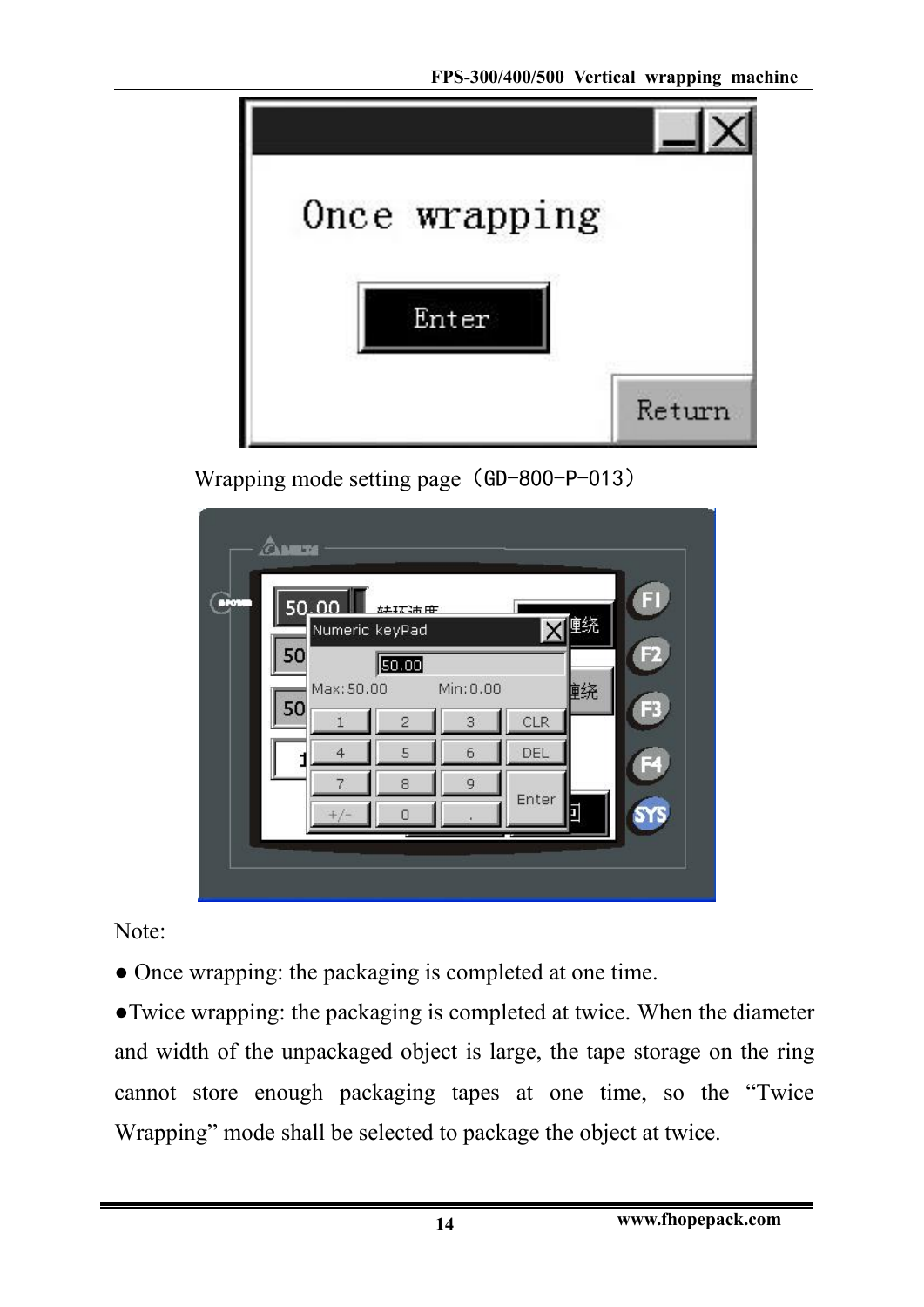Once wrapping

Enter

Return

Wrapping mode setting page（GD-800-P-013）

Note:

● Once wrapping: the packaging is completed at one time.

●Twice wrapping: the packaging is completed at twice. When the diameter and width of the unpackaged object is large, the tape storage on the ring cannot store enough packaging tapes at one time, so the “Twice Wrapping” mode shall be selected to package the object at twice.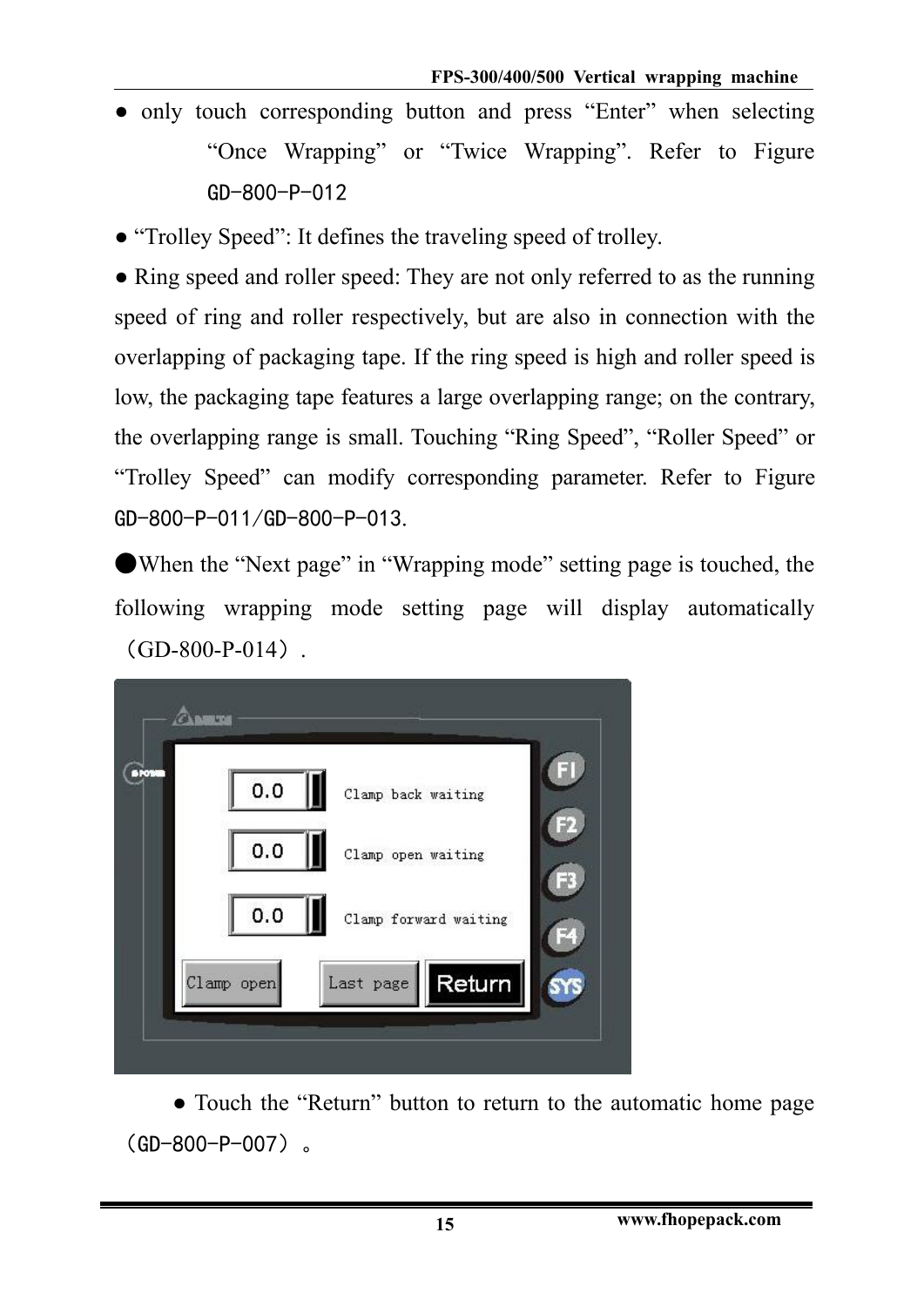- only touch corresponding button and press “Enter” when selecting “Once Wrapping” or “Twice Wrapping”. Refer to Figure GD-800-P-012
- “Trolley Speed”: It defines the traveling speed of trolley.
- Ring speed and roller speed: They are not only referred to as the running speed of ring and roller respectively, but are also in connection with the overlapping of packaging tape. If the ring speed is high and roller speed is low, the packaging tape features a large overlapping range; on the contrary, the overlapping range is small. Touching “Ring Speed”, “Roller Speed” or “Trolley Speed” can modify corresponding parameter. Refer to Figure GD-800-P-011/GD-800-P-013.
- When the “Next page” in “Wrapping mode” setting page is touched, the following wrapping mode setting page will display automatically（GD-800-P-014）.

- Touch the “Return” button to return to the automatic home page（GD-800-P-007）。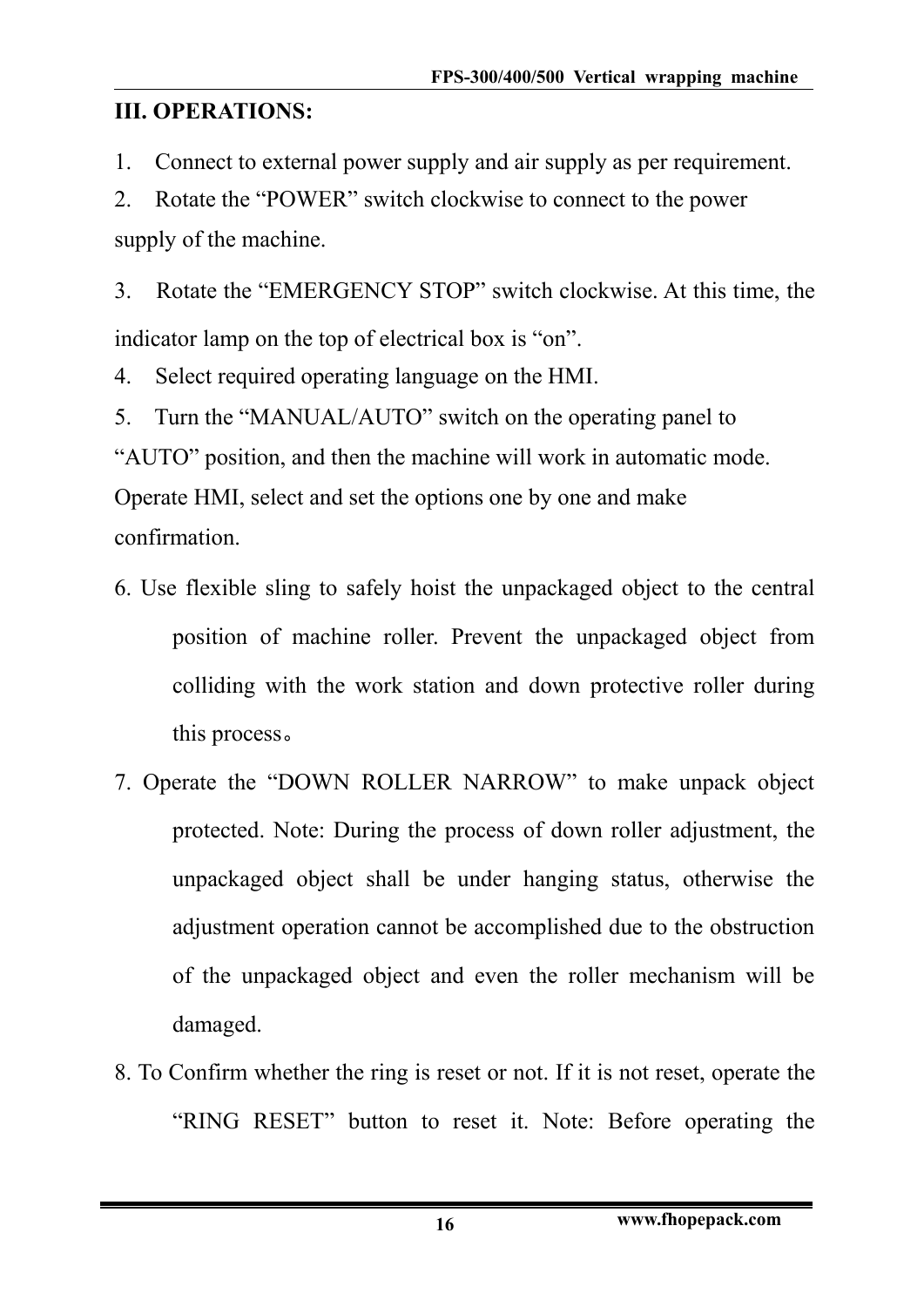## III. OPERATIONS:

1. Connect to external power supply and air supply as per requirement.
2. Rotate the "POWER" switch clockwise to connect to the power supply of the machine.
3. Rotate the "EMERGENCY STOP" switch clockwise. At this time, the indicator lamp on the top of electrical box is "on".
4. Select required operating language on the HMI.
5. Turn the "MANUAL/AUTO" switch on the operating panel to "AUTO" position, and then the machine will work in automatic mode. Operate HMI, select and set the options one by one and make confirmation.
6. Use flexible sling to safely hoist the unpackaged object to the central position of machine roller. Prevent the unpackaged object from colliding with the work station and down protective roller during this process。
7. Operate the "DOWN ROLLER NARROW" to make unpack object protected. Note: During the process of down roller adjustment, the unpackaged object shall be under hanging status, otherwise the adjustment operation cannot be accomplished due to the obstruction of the unpackaged object and even the roller mechanism will be damaged.
8. To Confirm whether the ring is reset or not. If it is not reset, operate the "RING RESET" button to reset it. Note: Before operating the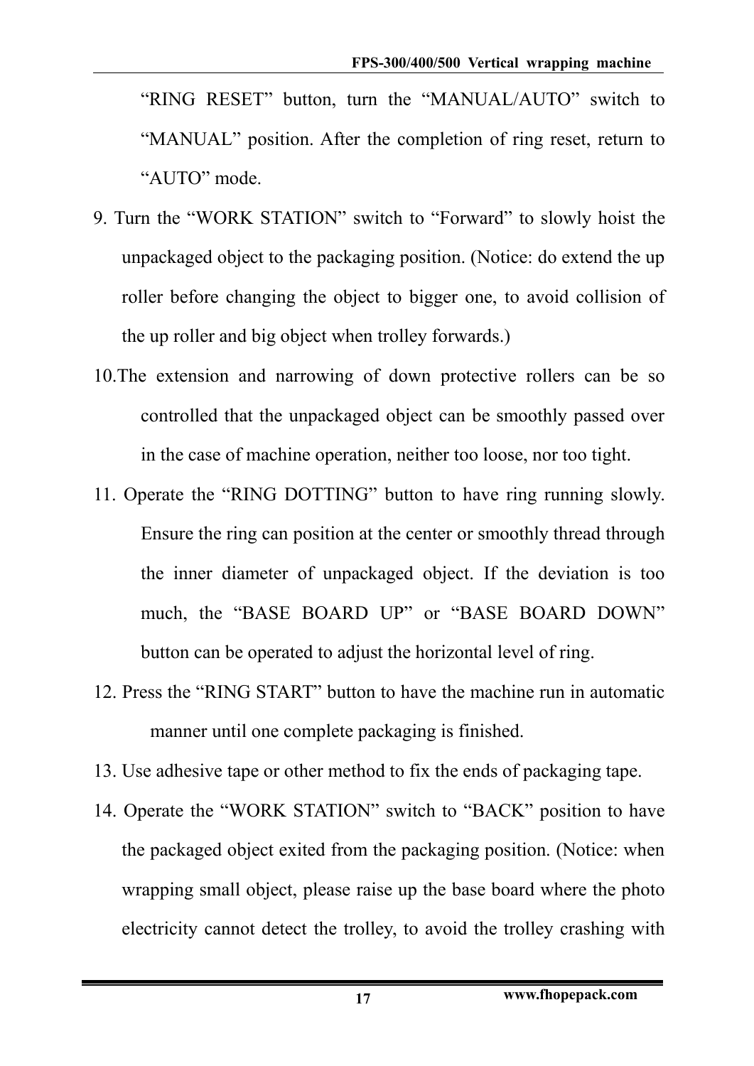"RING RESET" button, turn the "MANUAL/AUTO" switch to "MANUAL" position. After the completion of ring reset, return to "AUTO" mode.

9. Turn the "WORK STATION" switch to "Forward" to slowly hoist the unpackaged object to the packaging position. (Notice: do extend the up roller before changing the object to bigger one, to avoid collision of the up roller and big object when trolley forwards.)

10. The extension and narrowing of down protective rollers can be so controlled that the unpackaged object can be smoothly passed over in the case of machine operation, neither too loose, nor too tight.

11. Operate the "RING DOTTING" button to have ring running slowly. Ensure the ring can position at the center or smoothly thread through the inner diameter of unpackaged object. If the deviation is too much, the "BASE BOARD UP" or "BASE BOARD DOWN" button can be operated to adjust the horizontal level of ring.

12. Press the "RING START" button to have the machine run in automatic manner until one complete packaging is finished.

13. Use adhesive tape or other method to fix the ends of packaging tape.

14. Operate the "WORK STATION" switch to "BACK" position to have the packaged object exited from the packaging position. (Notice: when wrapping small object, please raise up the base board where the photo electricity cannot detect the trolley, to avoid the trolley crashing with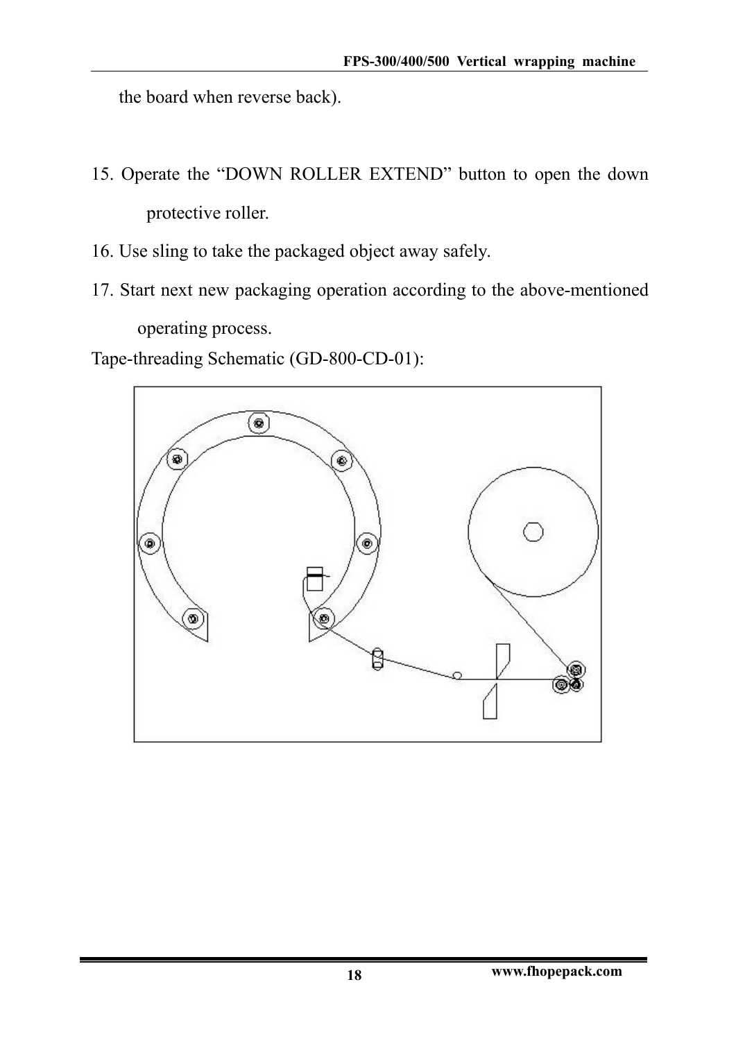the board when reverse back).

15. Operate the "DOWN ROLLER EXTEND" button to open the down protective roller.
16. Use sling to take the packaged object away safely.
17. Start next new packaging operation according to the above-mentioned operating process.

Tape-threading Schematic (GD-800-CD-01):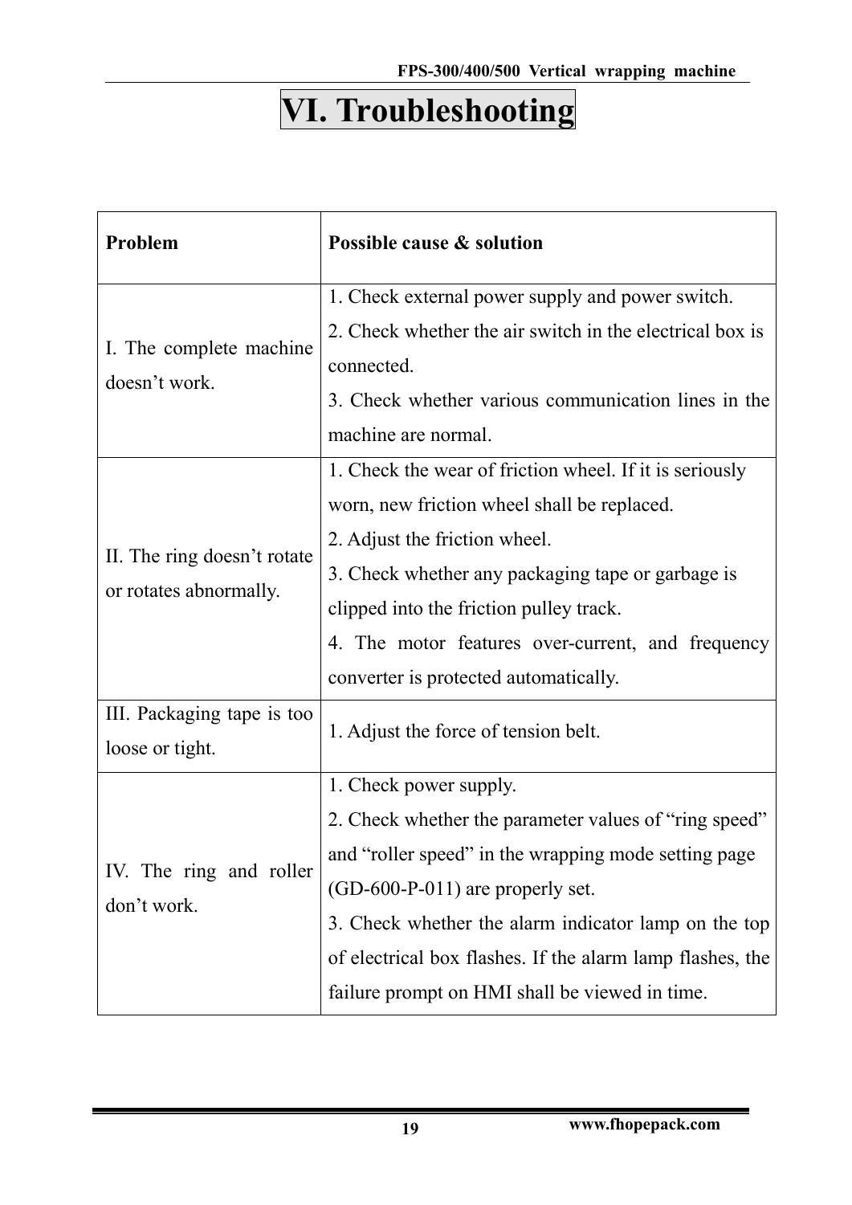# VI. Troubleshooting

| Problem | Possible cause & solution |
|---|---|
| I. The complete machine doesn't work. | 1. Check external power supply and power switch.<br>2. Check whether the air switch in the electrical box is connected.<br>3. Check whether various communication lines in the machine are normal. |
| II. The ring doesn't rotate or rotates abnormally. | 1. Check the wear of friction wheel. If it is seriously worn, new friction wheel shall be replaced.<br>2. Adjust the friction wheel.<br>3. Check whether any packaging tape or garbage is clipped into the friction pulley track.<br>4. The motor features over-current, and frequency converter is protected automatically. |
| III. Packaging tape is too loose or tight. | 1. Adjust the force of tension belt. |
| IV. The ring and roller don't work. | 1. Check power supply.<br>2. Check whether the parameter values of "ring speed" and "roller speed" in the wrapping mode setting page (GD-600-P-011) are properly set.<br>3. Check whether the alarm indicator lamp on the top of electrical box flashes. If the alarm lamp flashes, the failure prompt on HMI shall be viewed in time. |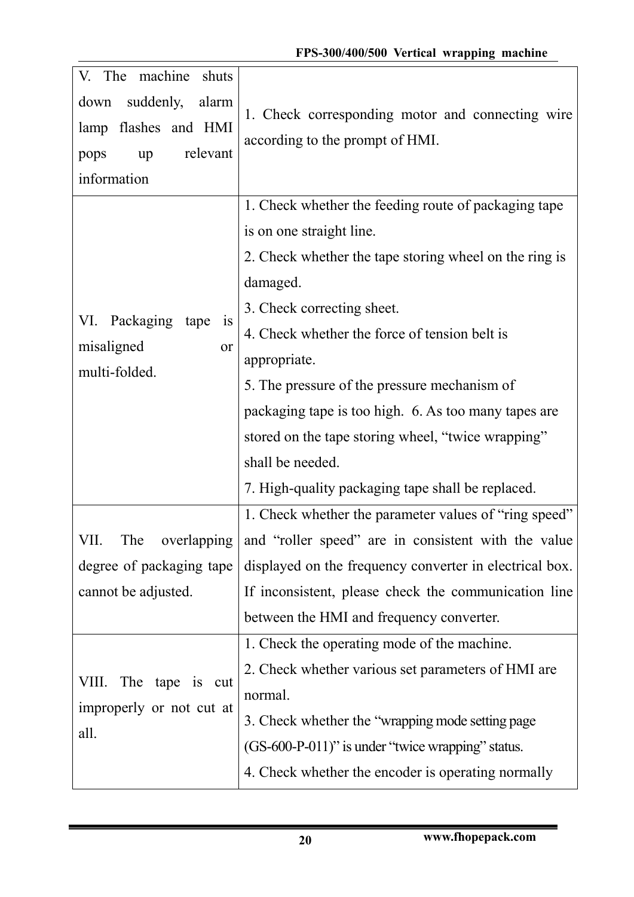| | |
|---|---|
| V. The machine shuts down suddenly, alarm lamp flashes and HMI pops up relevant information | 1. Check corresponding motor and connecting wire according to the prompt of HMI. |
| VI. Packaging tape is misaligned or multi-folded. | 1. Check whether the feeding route of packaging tape is on one straight line.<br>2. Check whether the tape storing wheel on the ring is damaged.<br>3. Check correcting sheet.<br>4. Check whether the force of tension belt is appropriate.<br>5. The pressure of the pressure mechanism of packaging tape is too high. 6. As too many tapes are stored on the tape storing wheel, "twice wrapping" shall be needed.<br>7. High-quality packaging tape shall be replaced. |
| VII. The overlapping degree of packaging tape cannot be adjusted. | 1. Check whether the parameter values of "ring speed" and "roller speed" are in consistent with the value displayed on the frequency converter in electrical box. If inconsistent, please check the communication line between the HMI and frequency converter. |
| VIII. The tape is cut improperly or not cut at all. | 1. Check the operating mode of the machine.<br>2. Check whether various set parameters of HMI are normal.<br>3. Check whether the "wrapping mode setting page (GS-600-P-011)" is under "twice wrapping" status.<br>4. Check whether the encoder is operating normally |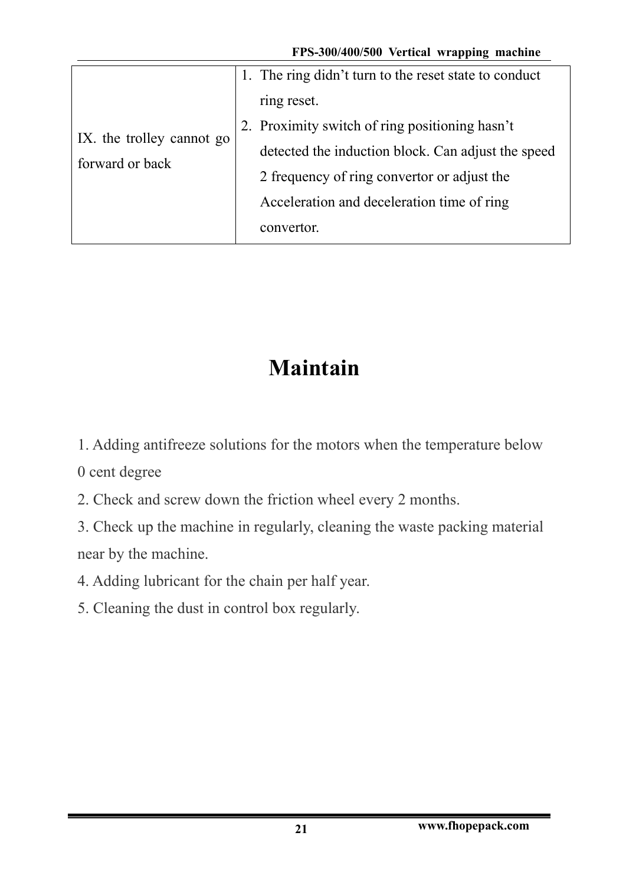| IX. the trolley cannot go forward or back | 1. The ring didn't turn to the reset state to conduct ring reset.<br>2. Proximity switch of ring positioning hasn't detected the induction block. Can adjust the speed 2 frequency of ring convertor or adjust the Acceleration and deceleration time of ring convertor. |
|---|---|

# Maintain

1. Adding antifreeze solutions for the motors when the temperature below 0 cent degree
2. Check and screw down the friction wheel every 2 months.
3. Check up the machine in regularly, cleaning the waste packing material near by the machine.
4. Adding lubricant for the chain per half year.
5. Cleaning the dust in control box regularly.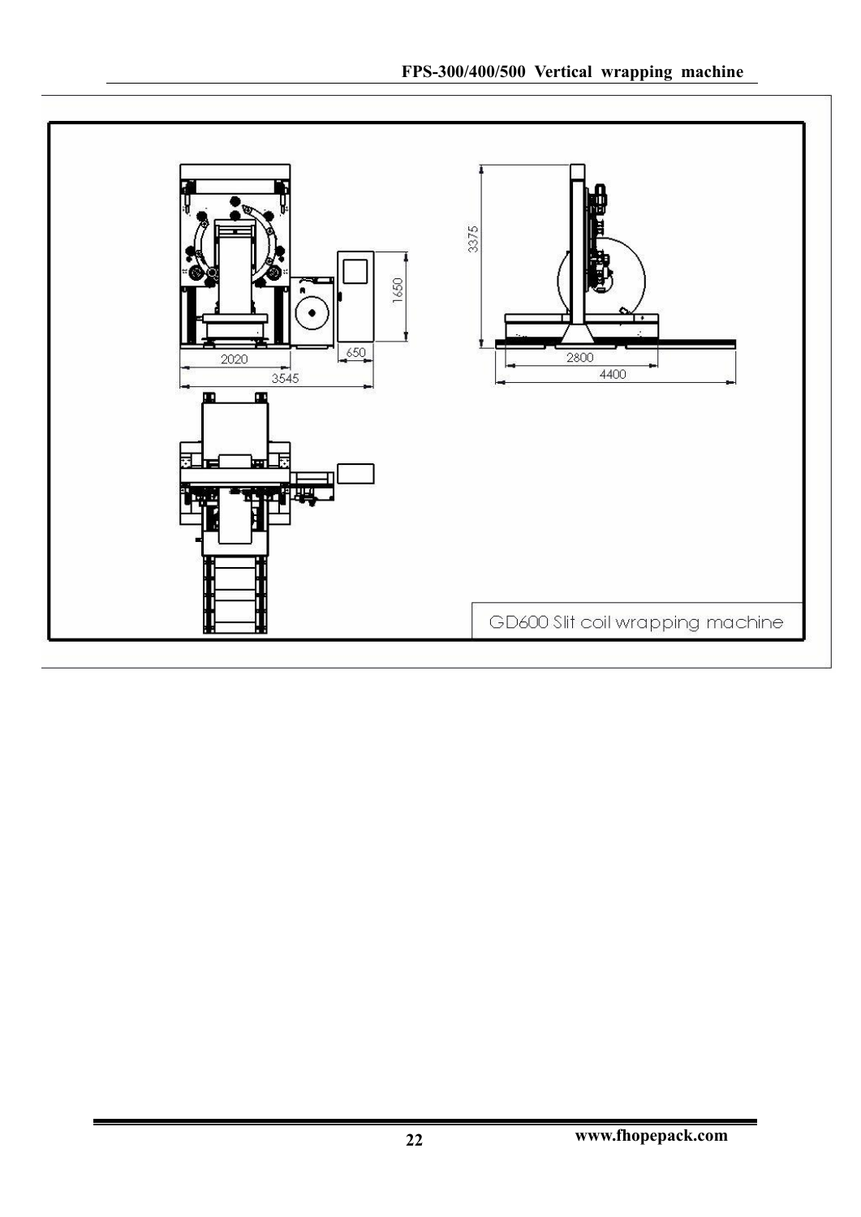GD600 Slit coil wrapping machine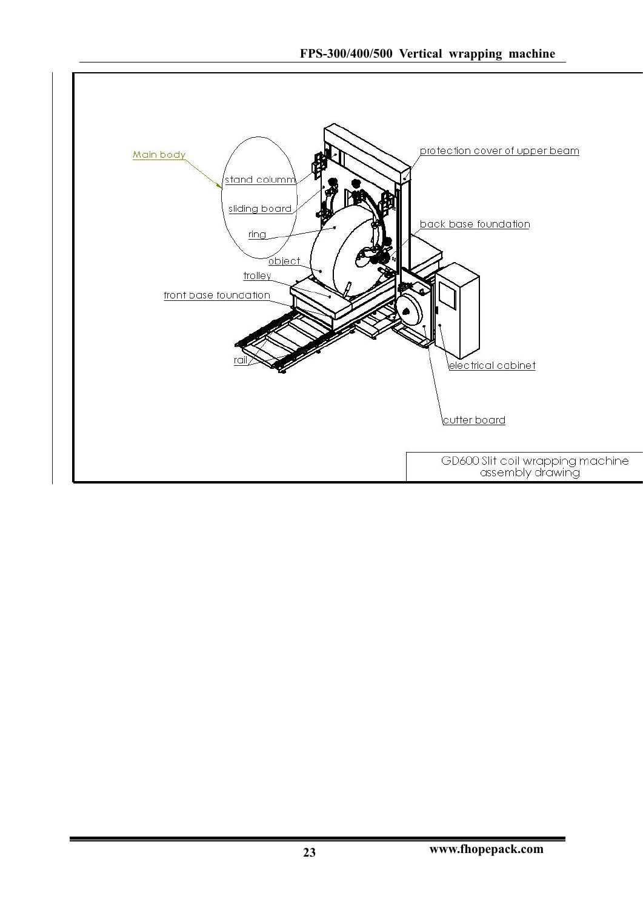Main body

stand columm

sliding board

ring

object

trolley

front base foundation

rail

protection cover of upper beam

back base foundation

electrical cabinet

cutter board

GD600 Slit coil wrapping machine assembly drawing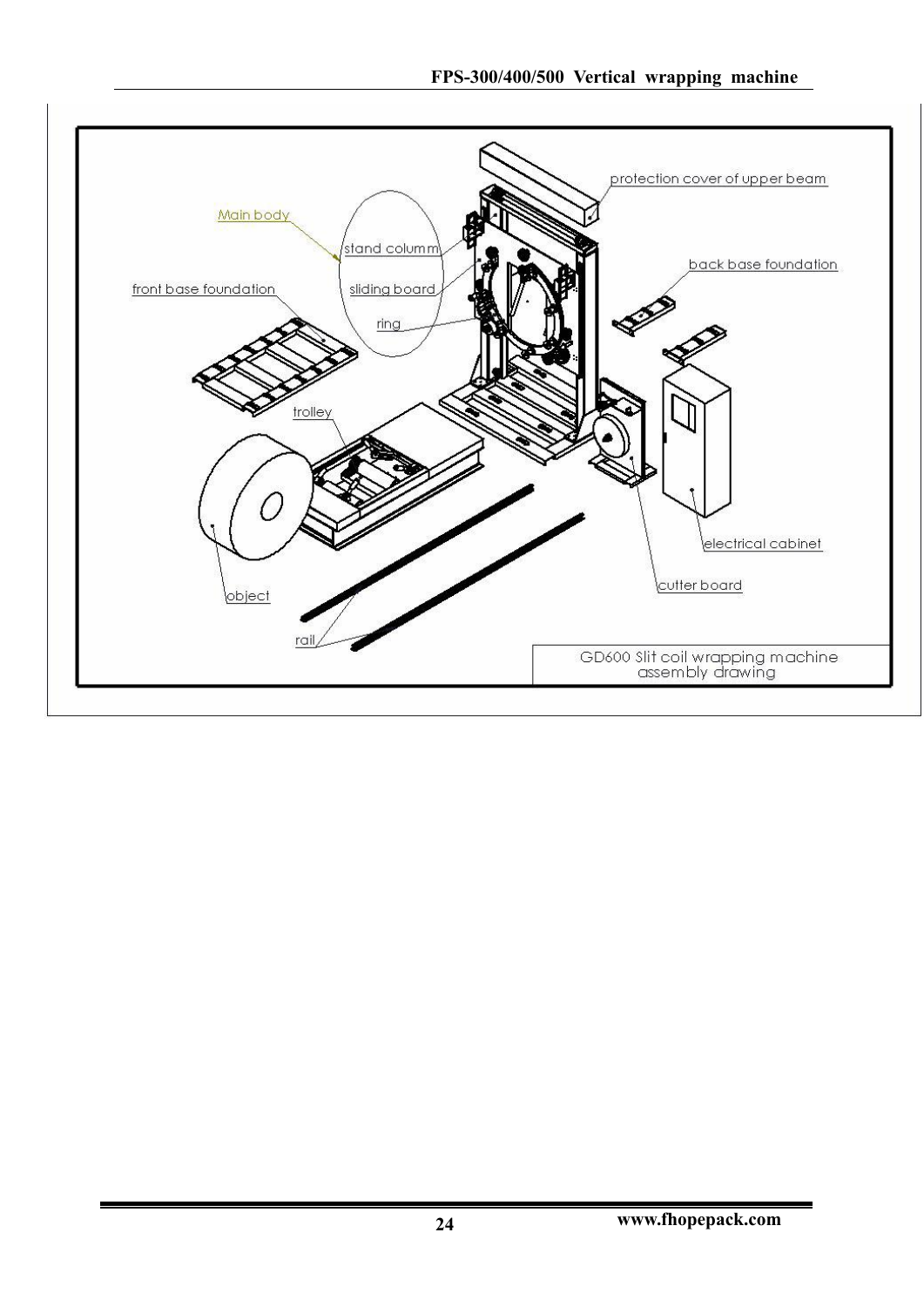Main body

stand columm

sliding board

ring

protection cover of upper beam

back base foundation

front base foundation

trolley

object

rail

electrical cabinet

cutter board

GD600 Slit coil wrapping machine
assembly drawing